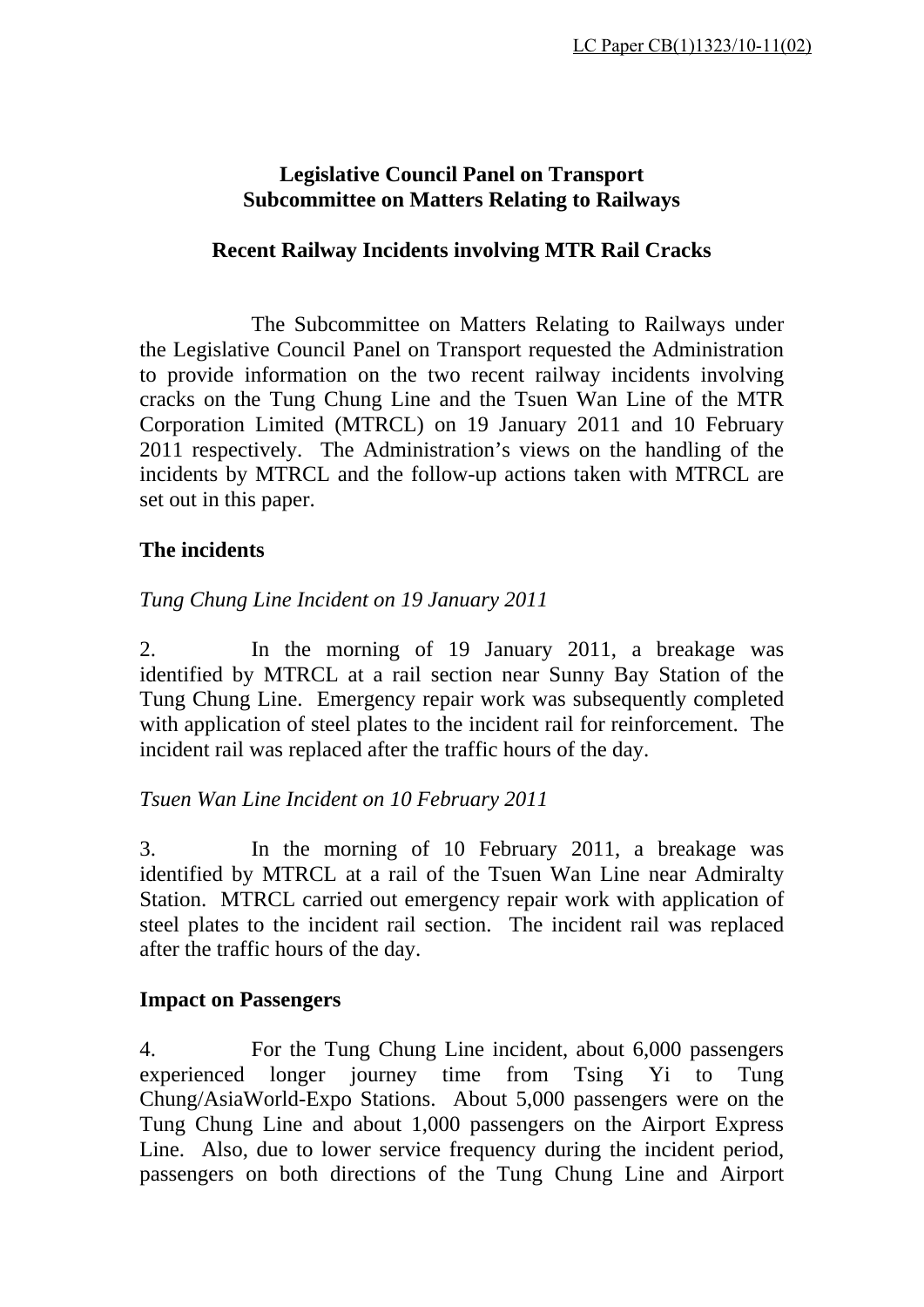LC Paper CB(1)1323/10-11(02)

**Legislative Council Panel on Transport**
**Subcommittee on Matters Relating to Railways**

**Recent Railway Incidents involving MTR Rail Cracks**

The Subcommittee on Matters Relating to Railways under the Legislative Council Panel on Transport requested the Administration to provide information on the two recent railway incidents involving cracks on the Tung Chung Line and the Tsuen Wan Line of the MTR Corporation Limited (MTRCL) on 19 January 2011 and 10 February 2011 respectively. The Administration's views on the handling of the incidents by MTRCL and the follow-up actions taken with MTRCL are set out in this paper.

## The incidents

*Tung Chung Line Incident on 19 January 2011*

2. In the morning of 19 January 2011, a breakage was identified by MTRCL at a rail section near Sunny Bay Station of the Tung Chung Line. Emergency repair work was subsequently completed with application of steel plates to the incident rail for reinforcement. The incident rail was replaced after the traffic hours of the day.

*Tsuen Wan Line Incident on 10 February 2011*

3. In the morning of 10 February 2011, a breakage was identified by MTRCL at a rail of the Tsuen Wan Line near Admiralty Station. MTRCL carried out emergency repair work with application of steel plates to the incident rail section. The incident rail was replaced after the traffic hours of the day.

## Impact on Passengers

4. For the Tung Chung Line incident, about 6,000 passengers experienced longer journey time from Tsing Yi to Tung Chung/AsiaWorld-Expo Stations. About 5,000 passengers were on the Tung Chung Line and about 1,000 passengers on the Airport Express Line. Also, due to lower service frequency during the incident period, passengers on both directions of the Tung Chung Line and Airport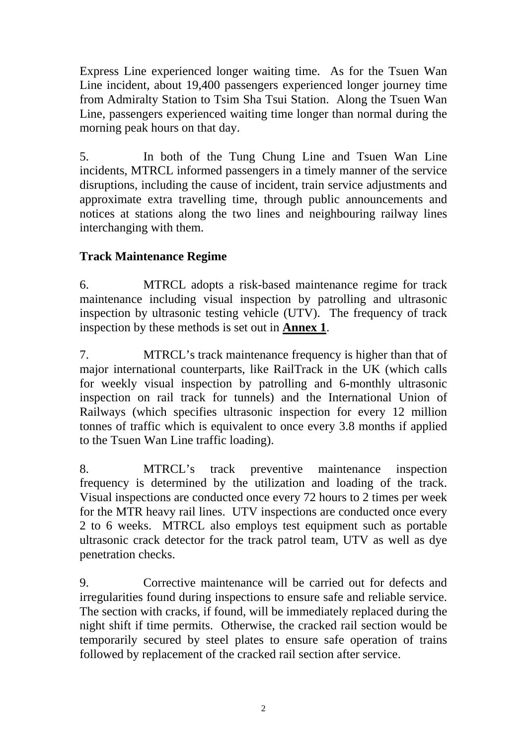Express Line experienced longer waiting time. As for the Tsuen Wan Line incident, about 19,400 passengers experienced longer journey time from Admiralty Station to Tsim Sha Tsui Station. Along the Tsuen Wan Line, passengers experienced waiting time longer than normal during the morning peak hours on that day.

5. In both of the Tung Chung Line and Tsuen Wan Line incidents, MTRCL informed passengers in a timely manner of the service disruptions, including the cause of incident, train service adjustments and approximate extra travelling time, through public announcements and notices at stations along the two lines and neighbouring railway lines interchanging with them.

**Track Maintenance Regime**

6. MTRCL adopts a risk-based maintenance regime for track maintenance including visual inspection by patrolling and ultrasonic inspection by ultrasonic testing vehicle (UTV). The frequency of track inspection by these methods is set out in **Annex 1**.

7. MTRCL's track maintenance frequency is higher than that of major international counterparts, like RailTrack in the UK (which calls for weekly visual inspection by patrolling and 6-monthly ultrasonic inspection on rail track for tunnels) and the International Union of Railways (which specifies ultrasonic inspection for every 12 million tonnes of traffic which is equivalent to once every 3.8 months if applied to the Tsuen Wan Line traffic loading).

8. MTRCL's track preventive maintenance inspection frequency is determined by the utilization and loading of the track. Visual inspections are conducted once every 72 hours to 2 times per week for the MTR heavy rail lines. UTV inspections are conducted once every 2 to 6 weeks. MTRCL also employs test equipment such as portable ultrasonic crack detector for the track patrol team, UTV as well as dye penetration checks.

9. Corrective maintenance will be carried out for defects and irregularities found during inspections to ensure safe and reliable service. The section with cracks, if found, will be immediately replaced during the night shift if time permits. Otherwise, the cracked rail section would be temporarily secured by steel plates to ensure safe operation of trains followed by replacement of the cracked rail section after service.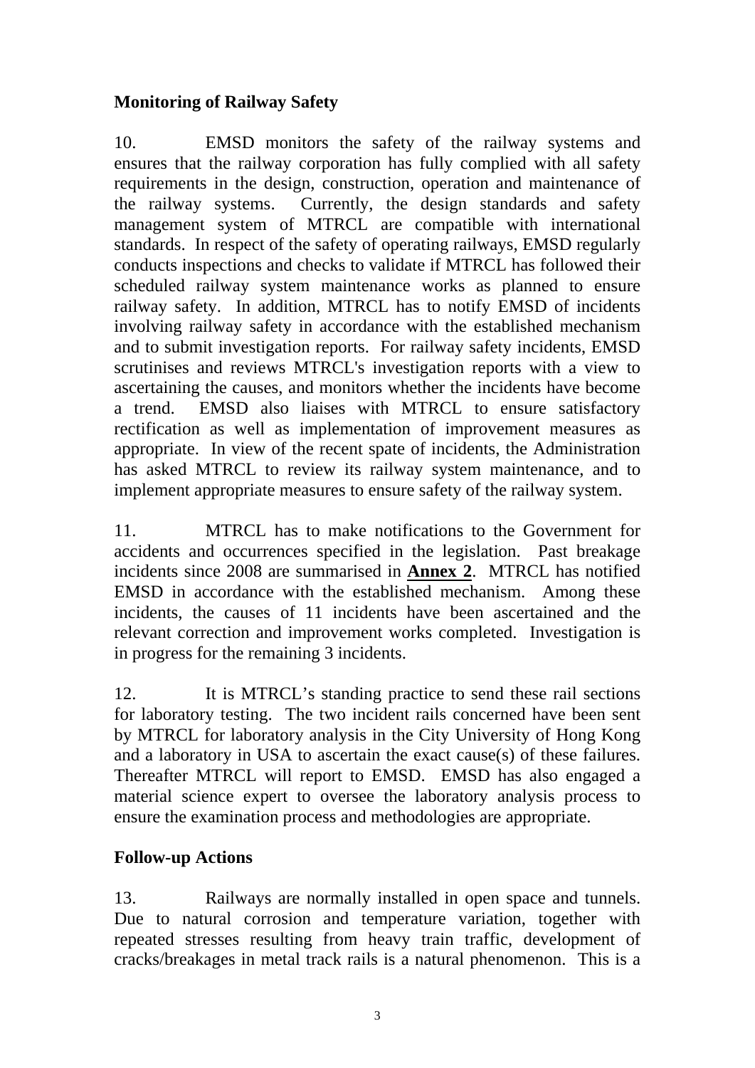## Monitoring of Railway Safety

10. EMSD monitors the safety of the railway systems and ensures that the railway corporation has fully complied with all safety requirements in the design, construction, operation and maintenance of the railway systems. Currently, the design standards and safety management system of MTRCL are compatible with international standards. In respect of the safety of operating railways, EMSD regularly conducts inspections and checks to validate if MTRCL has followed their scheduled railway system maintenance works as planned to ensure railway safety. In addition, MTRCL has to notify EMSD of incidents involving railway safety in accordance with the established mechanism and to submit investigation reports. For railway safety incidents, EMSD scrutinises and reviews MTRCL's investigation reports with a view to ascertaining the causes, and monitors whether the incidents have become a trend. EMSD also liaises with MTRCL to ensure satisfactory rectification as well as implementation of improvement measures as appropriate. In view of the recent spate of incidents, the Administration has asked MTRCL to review its railway system maintenance, and to implement appropriate measures to ensure safety of the railway system.

11. MTRCL has to make notifications to the Government for accidents and occurrences specified in the legislation. Past breakage incidents since 2008 are summarised in **Annex 2**. MTRCL has notified EMSD in accordance with the established mechanism. Among these incidents, the causes of 11 incidents have been ascertained and the relevant correction and improvement works completed. Investigation is in progress for the remaining 3 incidents.

12. It is MTRCL's standing practice to send these rail sections for laboratory testing. The two incident rails concerned have been sent by MTRCL for laboratory analysis in the City University of Hong Kong and a laboratory in USA to ascertain the exact cause(s) of these failures. Thereafter MTRCL will report to EMSD. EMSD has also engaged a material science expert to oversee the laboratory analysis process to ensure the examination process and methodologies are appropriate.

## Follow-up Actions

13. Railways are normally installed in open space and tunnels. Due to natural corrosion and temperature variation, together with repeated stresses resulting from heavy train traffic, development of cracks/breakages in metal track rails is a natural phenomenon. This is a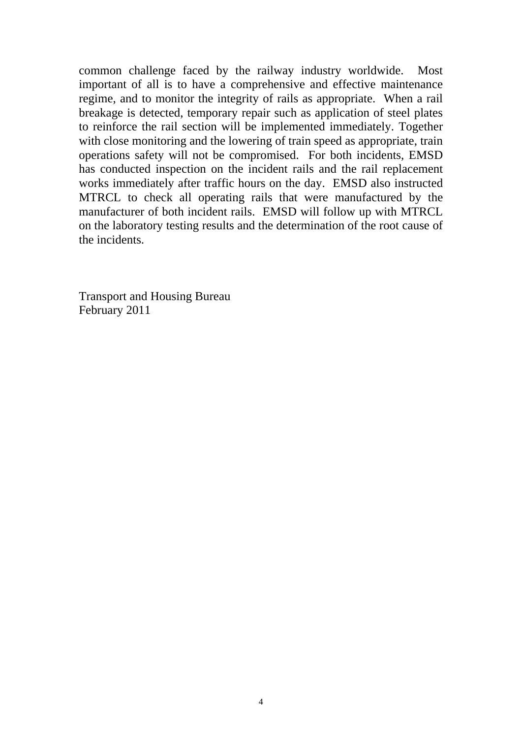common challenge faced by the railway industry worldwide. Most important of all is to have a comprehensive and effective maintenance regime, and to monitor the integrity of rails as appropriate. When a rail breakage is detected, temporary repair such as application of steel plates to reinforce the rail section will be implemented immediately. Together with close monitoring and the lowering of train speed as appropriate, train operations safety will not be compromised. For both incidents, EMSD has conducted inspection on the incident rails and the rail replacement works immediately after traffic hours on the day. EMSD also instructed MTRCL to check all operating rails that were manufactured by the manufacturer of both incident rails. EMSD will follow up with MTRCL on the laboratory testing results and the determination of the root cause of the incidents.

Transport and Housing Bureau
February 2011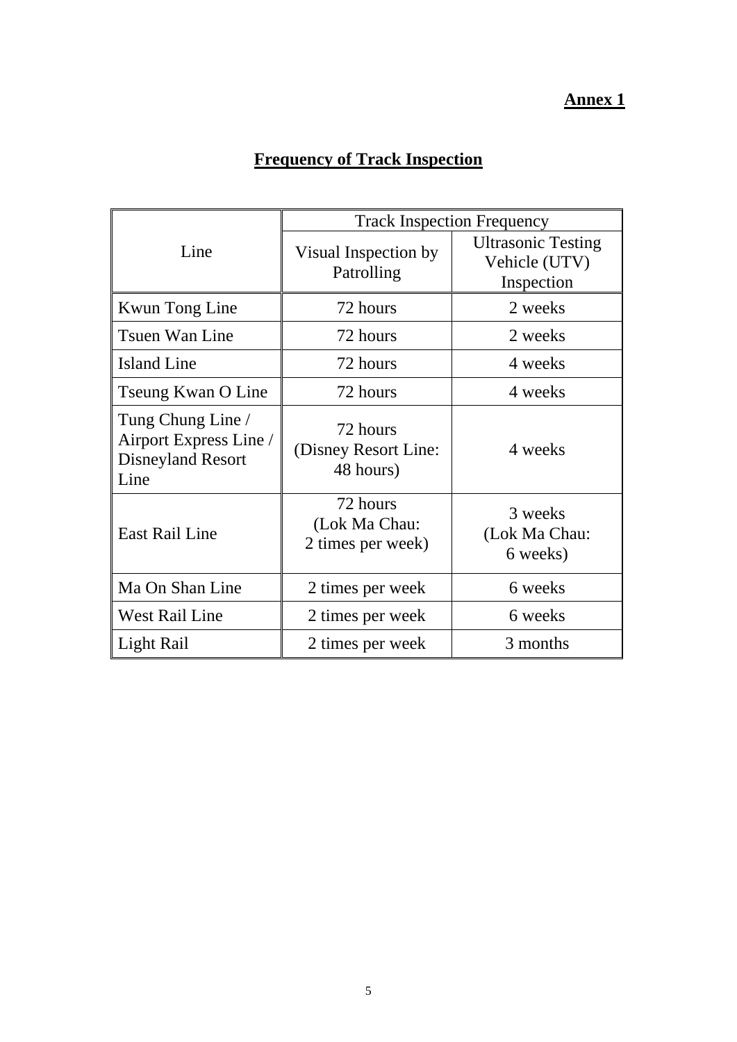**Annex 1**

## Frequency of Track Inspection

| Line | Track Inspection Frequency | |
|---|---|---|
| | Visual Inspection by Patrolling | Ultrasonic Testing Vehicle (UTV) Inspection |
| Kwun Tong Line | 72 hours | 2 weeks |
| Tsuen Wan Line | 72 hours | 2 weeks |
| Island Line | 72 hours | 4 weeks |
| Tseung Kwan O Line | 72 hours | 4 weeks |
| Tung Chung Line / Airport Express Line / Disneyland Resort Line | 72 hours (Disney Resort Line: 48 hours) | 4 weeks |
| East Rail Line | 72 hours (Lok Ma Chau: 2 times per week) | 3 weeks (Lok Ma Chau: 6 weeks) |
| Ma On Shan Line | 2 times per week | 6 weeks |
| West Rail Line | 2 times per week | 6 weeks |
| Light Rail | 2 times per week | 3 months |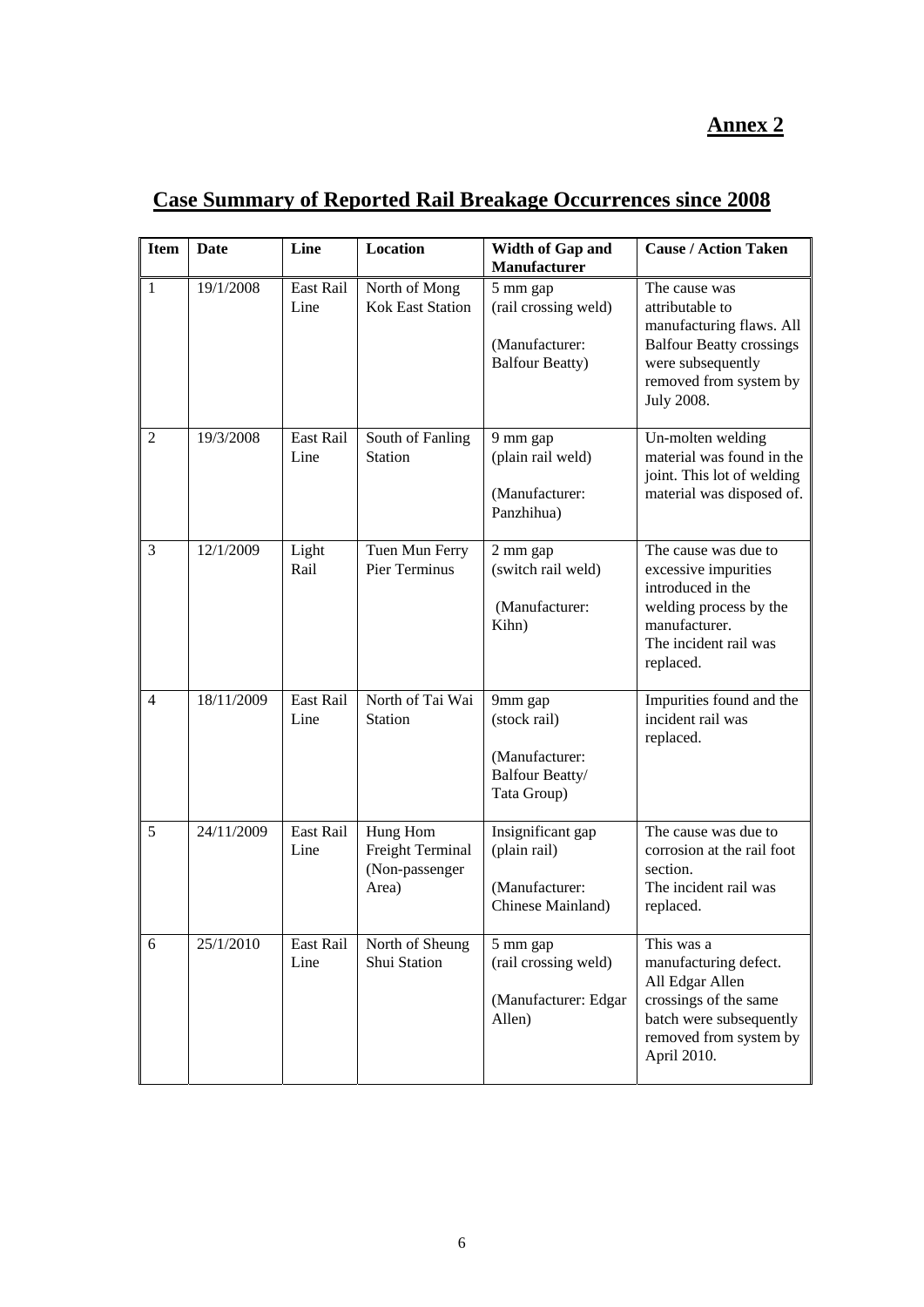**Annex 2**

# Case Summary of Reported Rail Breakage Occurrences since 2008

| Item | Date | Line | Location | Width of Gap and Manufacturer | Cause / Action Taken |
|---|---|---|---|---|---|
| 1 | 19/1/2008 | East Rail Line | North of Mong Kok East Station | 5 mm gap (rail crossing weld)<br><br>(Manufacturer: Balfour Beatty) | The cause was attributable to manufacturing flaws. All Balfour Beatty crossings were subsequently removed from system by July 2008. |
| 2 | 19/3/2008 | East Rail Line | South of Fanling Station | 9 mm gap (plain rail weld)<br><br>(Manufacturer: Panzhihua) | Un-molten welding material was found in the joint. This lot of welding material was disposed of. |
| 3 | 12/1/2009 | Light Rail | Tuen Mun Ferry Pier Terminus | 2 mm gap (switch rail weld)<br><br>(Manufacturer: Kihn) | The cause was due to excessive impurities introduced in the welding process by the manufacturer.<br>The incident rail was replaced. |
| 4 | 18/11/2009 | East Rail Line | North of Tai Wai Station | 9mm gap (stock rail)<br><br>(Manufacturer: Balfour Beatty/ Tata Group) | Impurities found and the incident rail was replaced. |
| 5 | 24/11/2009 | East Rail Line | Hung Hom Freight Terminal (Non-passenger Area) | Insignificant gap (plain rail)<br><br>(Manufacturer: Chinese Mainland) | The cause was due to corrosion at the rail foot section.<br>The incident rail was replaced. |
| 6 | 25/1/2010 | East Rail Line | North of Sheung Shui Station | 5 mm gap (rail crossing weld)<br><br>(Manufacturer: Edgar Allen) | This was a manufacturing defect. All Edgar Allen crossings of the same batch were subsequently removed from system by April 2010. |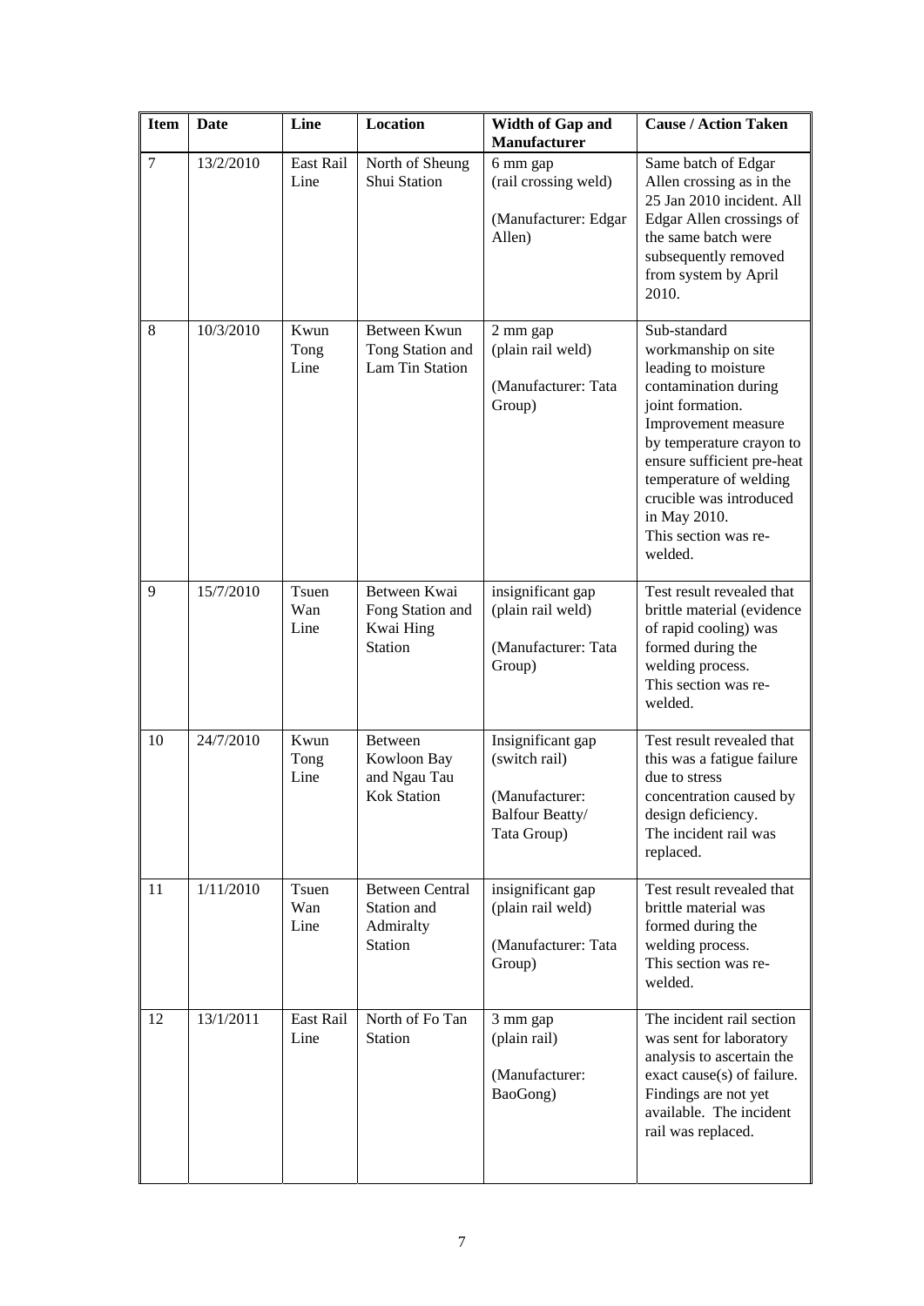| Item | Date | Line | Location | Width of Gap and Manufacturer | Cause / Action Taken |
|---|---|---|---|---|---|
| 7 | 13/2/2010 | East Rail Line | North of Sheung Shui Station | 6 mm gap (rail crossing weld)<br><br>(Manufacturer: Edgar Allen) | Same batch of Edgar Allen crossing as in the 25 Jan 2010 incident. All Edgar Allen crossings of the same batch were subsequently removed from system by April 2010. |
| 8 | 10/3/2010 | Kwun Tong Line | Between Kwun Tong Station and Lam Tin Station | 2 mm gap (plain rail weld)<br><br>(Manufacturer: Tata Group) | Sub-standard workmanship on site leading to moisture contamination during joint formation. Improvement measure by temperature crayon to ensure sufficient pre-heat temperature of welding crucible was introduced in May 2010.<br>This section was re-welded. |
| 9 | 15/7/2010 | Tsuen Wan Line | Between Kwai Fong Station and Kwai Hing Station | insignificant gap (plain rail weld)<br><br>(Manufacturer: Tata Group) | Test result revealed that brittle material (evidence of rapid cooling) was formed during the welding process.<br>This section was re-welded. |
| 10 | 24/7/2010 | Kwun Tong Line | Between Kowloon Bay and Ngau Tau Kok Station | Insignificant gap (switch rail)<br><br>(Manufacturer: Balfour Beatty/ Tata Group) | Test result revealed that this was a fatigue failure due to stress concentration caused by design deficiency.<br>The incident rail was replaced. |
| 11 | 1/11/2010 | Tsuen Wan Line | Between Central Station and Admiralty Station | insignificant gap (plain rail weld)<br><br>(Manufacturer: Tata Group) | Test result revealed that brittle material was formed during the welding process.<br>This section was re-welded. |
| 12 | 13/1/2011 | East Rail Line | North of Fo Tan Station | 3 mm gap (plain rail)<br><br>(Manufacturer: BaoGong) | The incident rail section was sent for laboratory analysis to ascertain the exact cause(s) of failure. Findings are not yet available. The incident rail was replaced. |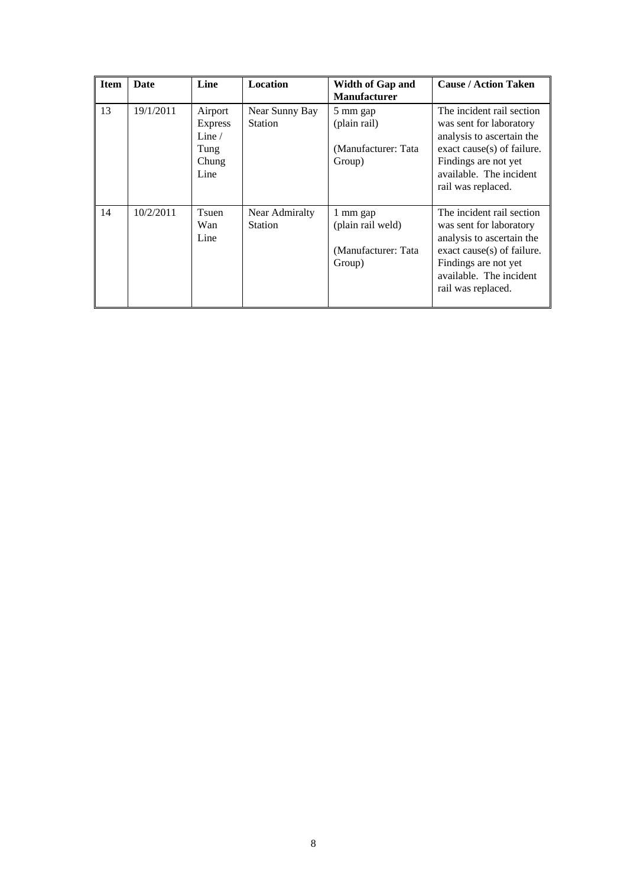| Item | Date | Line | Location | Width of Gap and Manufacturer | Cause / Action Taken |
|---|---|---|---|---|---|
| 13 | 19/1/2011 | Airport Express Line / Tung Chung Line | Near Sunny Bay Station | 5 mm gap (plain rail) (Manufacturer: Tata Group) | The incident rail section was sent for laboratory analysis to ascertain the exact cause(s) of failure. Findings are not yet available. The incident rail was replaced. |
| 14 | 10/2/2011 | Tsuen Wan Line | Near Admiralty Station | 1 mm gap (plain rail weld) (Manufacturer: Tata Group) | The incident rail section was sent for laboratory analysis to ascertain the exact cause(s) of failure. Findings are not yet available. The incident rail was replaced. |